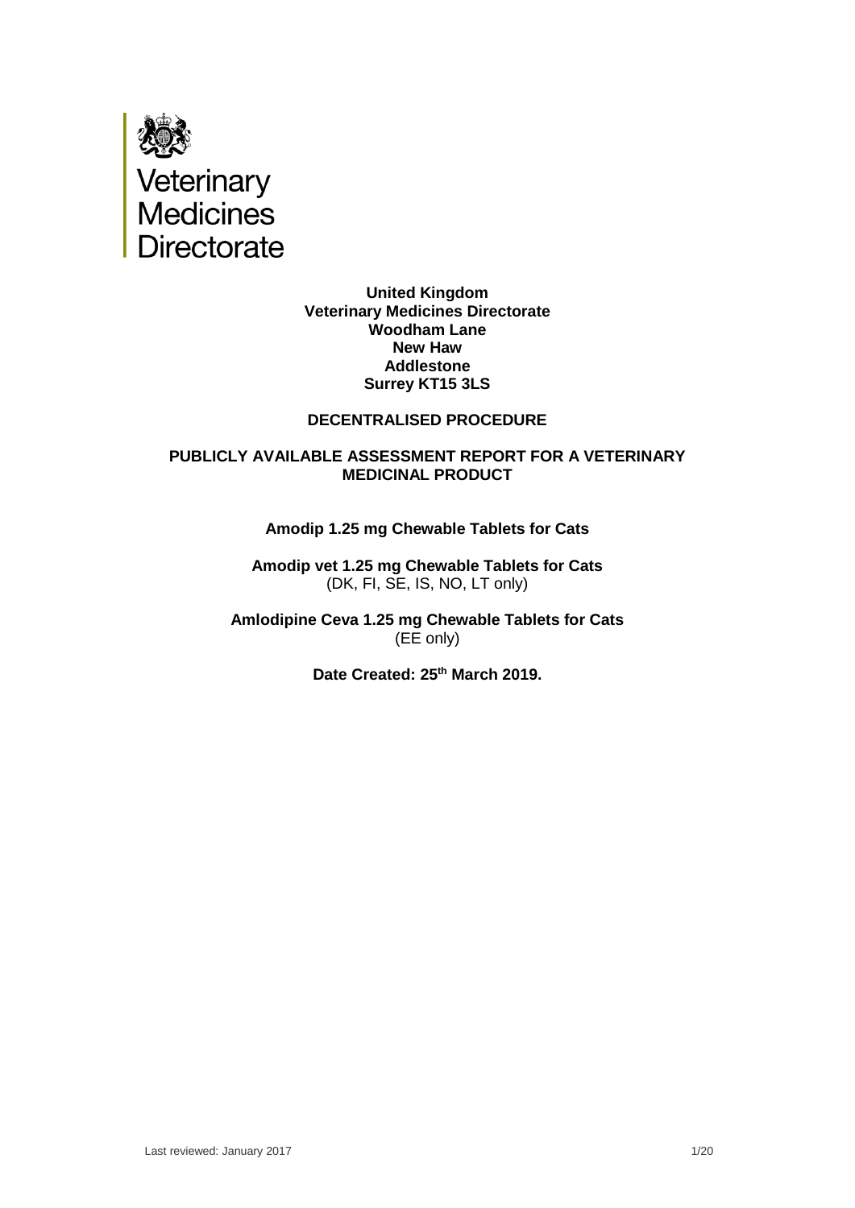Veterinary Medicines Directorate

**United Kingdom**
**Veterinary Medicines Directorate**
**Woodham Lane**
**New Haw**
**Addlestone**
**Surrey KT15 3LS**

**DECENTRALISED PROCEDURE**

**PUBLICLY AVAILABLE ASSESSMENT REPORT FOR A VETERINARY MEDICINAL PRODUCT**

**Amodip 1.25 mg Chewable Tablets for Cats**

**Amodip vet 1.25 mg Chewable Tablets for Cats**
(DK, FI, SE, IS, NO, LT only)

**Amlodipine Ceva 1.25 mg Chewable Tablets for Cats**
(EE only)

**Date Created: 25th March 2019.**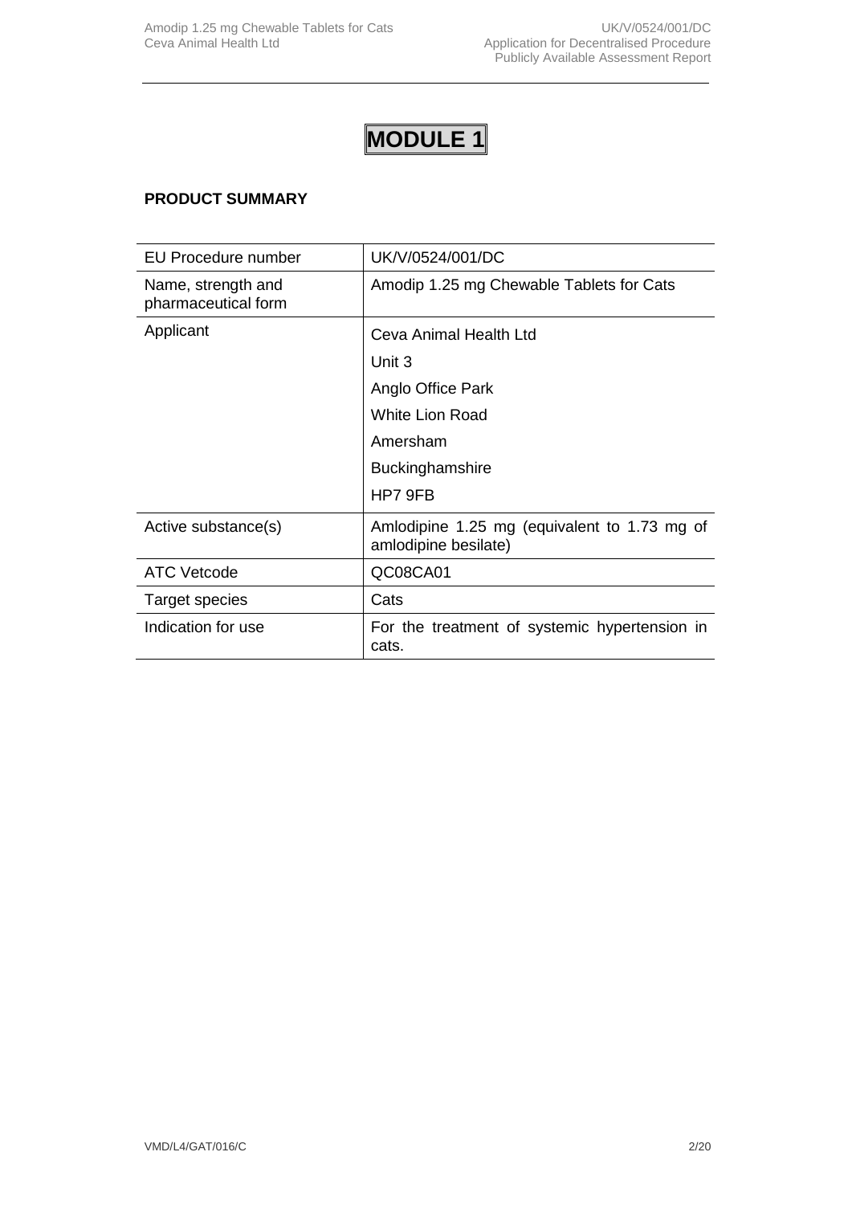# MODULE 1

## PRODUCT SUMMARY

| EU Procedure number | UK/V/0524/001/DC |
|---|---|
| Name, strength and pharmaceutical form | Amodip 1.25 mg Chewable Tablets for Cats |
| Applicant | Ceva Animal Health Ltd<br>Unit 3<br>Anglo Office Park<br>White Lion Road<br>Amersham<br>Buckinghamshire<br>HP7 9FB |
| Active substance(s) | Amlodipine 1.25 mg (equivalent to 1.73 mg of amlodipine besilate) |
| ATC Vetcode | QC08CA01 |
| Target species | Cats |
| Indication for use | For the treatment of systemic hypertension in cats. |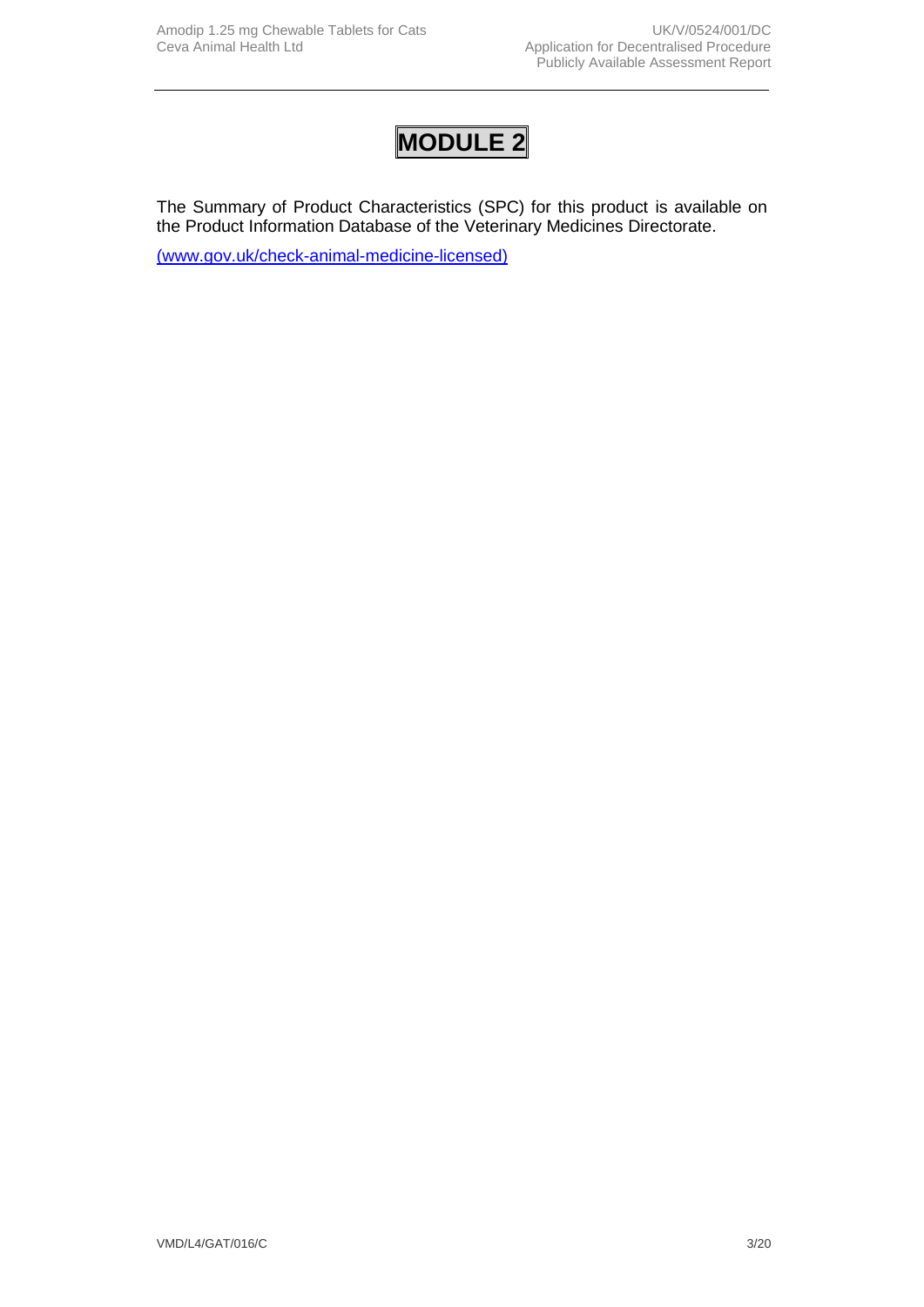# MODULE 2

The Summary of Product Characteristics (SPC) for this product is available on the Product Information Database of the Veterinary Medicines Directorate.

(www.gov.uk/check-animal-medicine-licensed)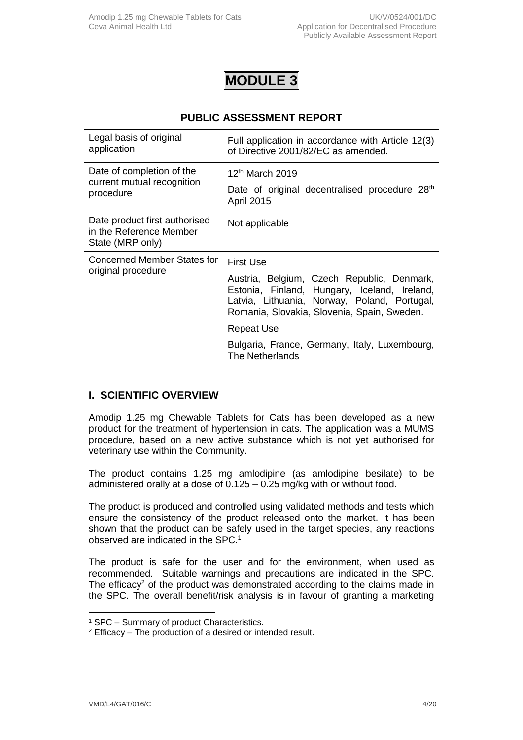# MODULE 3

## PUBLIC ASSESSMENT REPORT

| | |
|---|---|
| Legal basis of original application | Full application in accordance with Article 12(3) of Directive 2001/82/EC as amended. |
| Date of completion of the current mutual recognition procedure | 12th March 2019<br>Date of original decentralised procedure 28th April 2015 |
| Date product first authorised in the Reference Member State (MRP only) | Not applicable |
| Concerned Member States for original procedure | <u>First Use</u><br>Austria, Belgium, Czech Republic, Denmark, Estonia, Finland, Hungary, Iceland, Ireland, Latvia, Lithuania, Norway, Poland, Portugal, Romania, Slovakia, Slovenia, Spain, Sweden.<br><u>Repeat Use</u><br>Bulgaria, France, Germany, Italy, Luxembourg, The Netherlands |

## I. SCIENTIFIC OVERVIEW

Amodip 1.25 mg Chewable Tablets for Cats has been developed as a new product for the treatment of hypertension in cats. The application was a MUMS procedure, based on a new active substance which is not yet authorised for veterinary use within the Community.

The product contains 1.25 mg amlodipine (as amlodipine besilate) to be administered orally at a dose of 0.125 – 0.25 mg/kg with or without food.

The product is produced and controlled using validated methods and tests which ensure the consistency of the product released onto the market. It has been shown that the product can be safely used in the target species, any reactions observed are indicated in the SPC.[1]

The product is safe for the user and for the environment, when used as recommended. Suitable warnings and precautions are indicated in the SPC. The efficacy[2] of the product was demonstrated according to the claims made in the SPC. The overall benefit/risk analysis is in favour of granting a marketing

[1] SPC – Summary of product Characteristics.
[2] Efficacy – The production of a desired or intended result.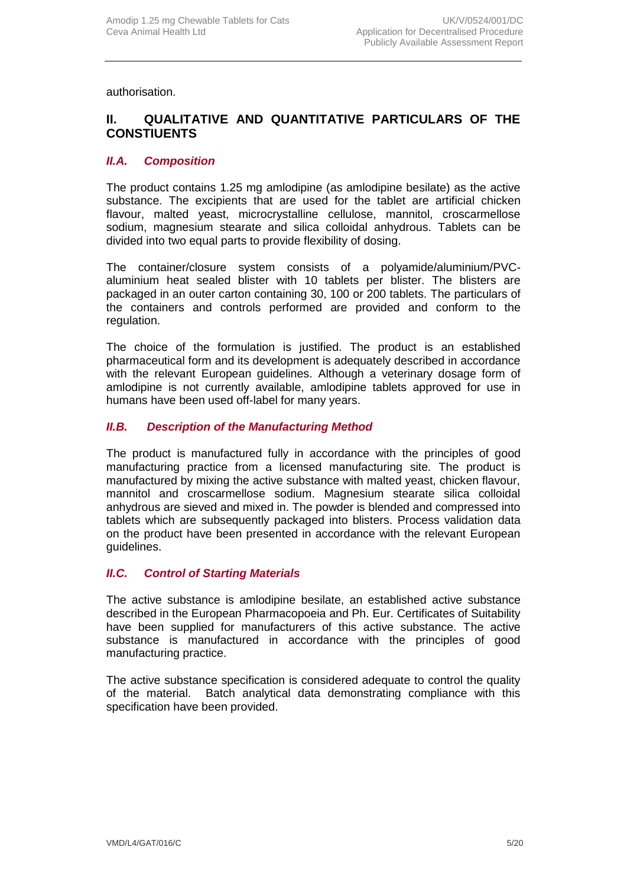authorisation.

## II. QUALITATIVE AND QUANTITATIVE PARTICULARS OF THE CONSTIUENTS

### *II.A. Composition*

The product contains 1.25 mg amlodipine (as amlodipine besilate) as the active substance. The excipients that are used for the tablet are artificial chicken flavour, malted yeast, microcrystalline cellulose, mannitol, croscarmellose sodium, magnesium stearate and silica colloidal anhydrous. Tablets can be divided into two equal parts to provide flexibility of dosing.

The container/closure system consists of a polyamide/aluminium/PVC-aluminium heat sealed blister with 10 tablets per blister. The blisters are packaged in an outer carton containing 30, 100 or 200 tablets. The particulars of the containers and controls performed are provided and conform to the regulation.

The choice of the formulation is justified. The product is an established pharmaceutical form and its development is adequately described in accordance with the relevant European guidelines. Although a veterinary dosage form of amlodipine is not currently available, amlodipine tablets approved for use in humans have been used off-label for many years.

### *II.B. Description of the Manufacturing Method*

The product is manufactured fully in accordance with the principles of good manufacturing practice from a licensed manufacturing site*.* The product is manufactured by mixing the active substance with malted yeast, chicken flavour, mannitol and croscarmellose sodium. Magnesium stearate silica colloidal anhydrous are sieved and mixed in. The powder is blended and compressed into tablets which are subsequently packaged into blisters. Process validation data on the product have been presented in accordance with the relevant European guidelines.

### *II.C. Control of Starting Materials*

The active substance is amlodipine besilate, an established active substance described in the European Pharmacopoeia and Ph. Eur. Certificates of Suitability have been supplied for manufacturers of this active substance. The active substance is manufactured in accordance with the principles of good manufacturing practice.

The active substance specification is considered adequate to control the quality of the material. Batch analytical data demonstrating compliance with this specification have been provided.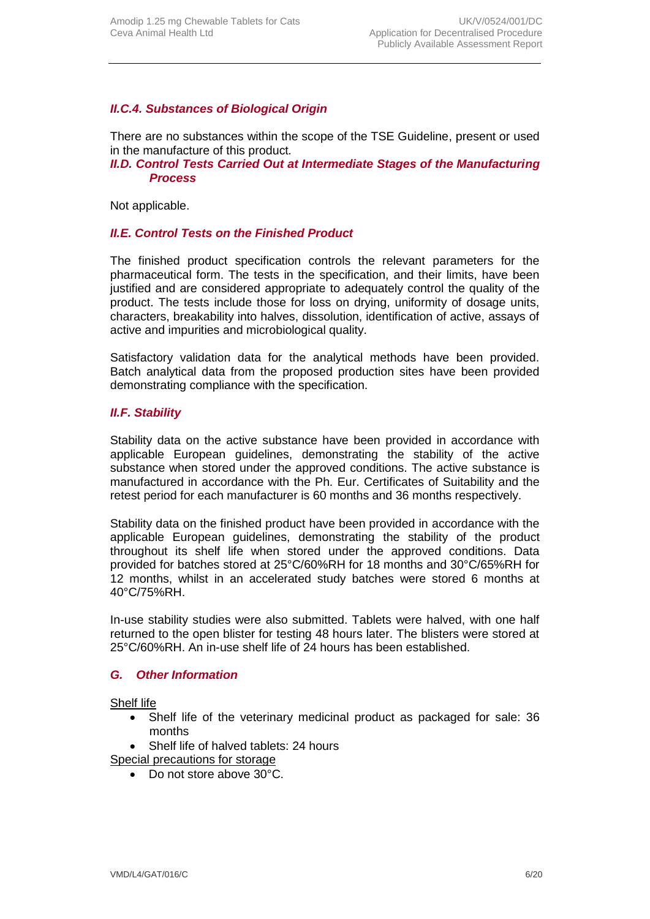### *II.C.4. Substances of Biological Origin*

There are no substances within the scope of the TSE Guideline, present or used in the manufacture of this product.

### *II.D. Control Tests Carried Out at Intermediate Stages of the Manufacturing Process*

Not applicable.

### *II.E. Control Tests on the Finished Product*

The finished product specification controls the relevant parameters for the pharmaceutical form. The tests in the specification, and their limits, have been justified and are considered appropriate to adequately control the quality of the product. The tests include those for loss on drying, uniformity of dosage units, characters, breakability into halves, dissolution, identification of active, assays of active and impurities and microbiological quality.

Satisfactory validation data for the analytical methods have been provided. Batch analytical data from the proposed production sites have been provided demonstrating compliance with the specification.

### *II.F. Stability*

Stability data on the active substance have been provided in accordance with applicable European guidelines, demonstrating the stability of the active substance when stored under the approved conditions. The active substance is manufactured in accordance with the Ph. Eur. Certificates of Suitability and the retest period for each manufacturer is 60 months and 36 months respectively.

Stability data on the finished product have been provided in accordance with the applicable European guidelines, demonstrating the stability of the product throughout its shelf life when stored under the approved conditions. Data provided for batches stored at 25°C/60%RH for 18 months and 30°C/65%RH for 12 months, whilst in an accelerated study batches were stored 6 months at 40°C/75%RH.

In-use stability studies were also submitted. Tablets were halved, with one half returned to the open blister for testing 48 hours later. The blisters were stored at 25°C/60%RH. An in-use shelf life of 24 hours has been established.

### *G. Other Information*

<u>Shelf life</u>

- Shelf life of the veterinary medicinal product as packaged for sale: 36 months
- Shelf life of halved tablets: 24 hours

<u>Special precautions for storage</u>

- Do not store above 30°C.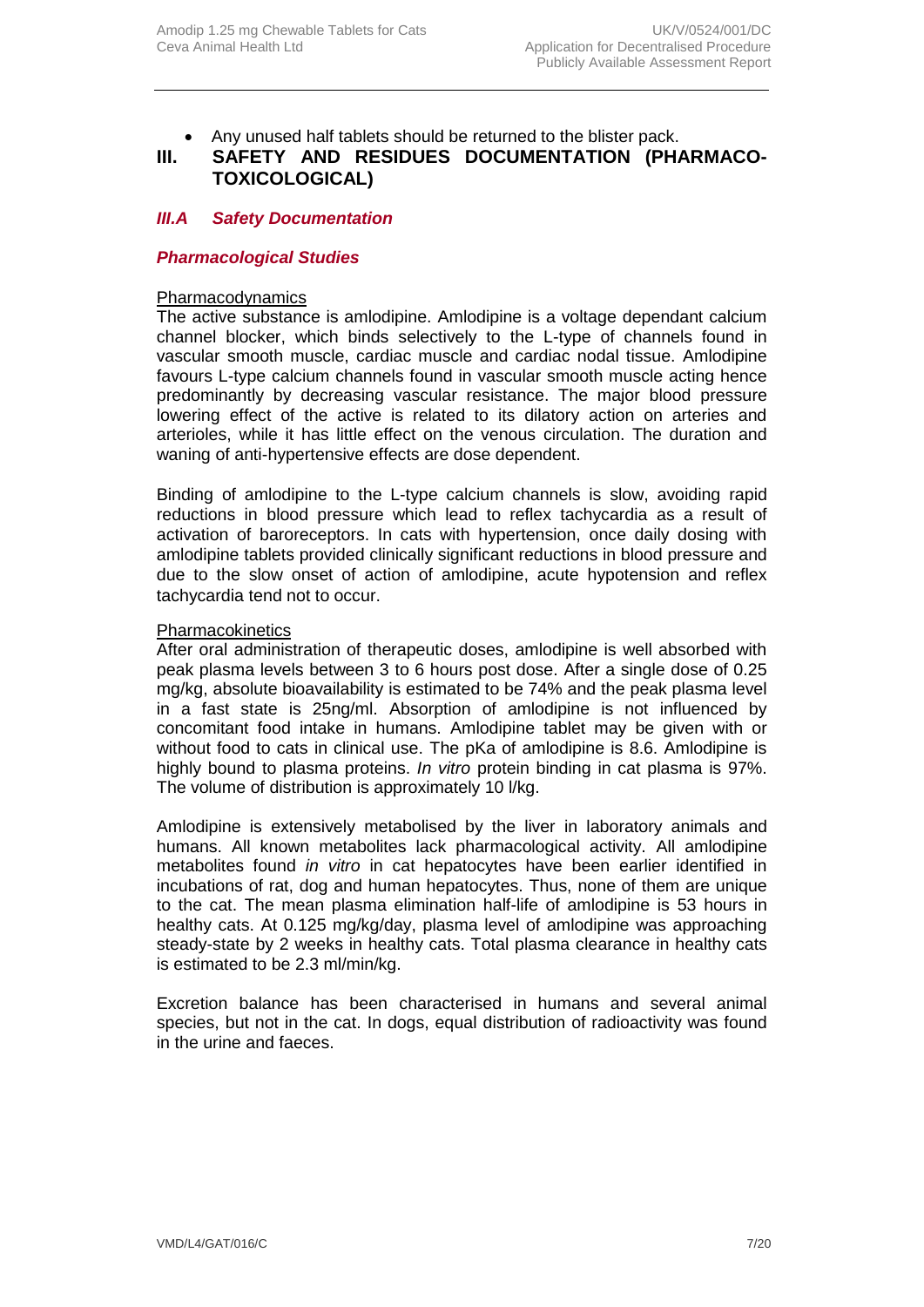- Any unused half tablets should be returned to the blister pack.

# III. SAFETY AND RESIDUES DOCUMENTATION (PHARMACO-TOXICOLOGICAL)

## *III.A Safety Documentation*

### *Pharmacological Studies*

<u>Pharmacodynamics</u>

The active substance is amlodipine. Amlodipine is a voltage dependant calcium channel blocker, which binds selectively to the L-type of channels found in vascular smooth muscle, cardiac muscle and cardiac nodal tissue. Amlodipine favours L-type calcium channels found in vascular smooth muscle acting hence predominantly by decreasing vascular resistance. The major blood pressure lowering effect of the active is related to its dilatory action on arteries and arterioles, while it has little effect on the venous circulation. The duration and waning of anti-hypertensive effects are dose dependent.

Binding of amlodipine to the L-type calcium channels is slow, avoiding rapid reductions in blood pressure which lead to reflex tachycardia as a result of activation of baroreceptors. In cats with hypertension, once daily dosing with amlodipine tablets provided clinically significant reductions in blood pressure and due to the slow onset of action of amlodipine, acute hypotension and reflex tachycardia tend not to occur.

<u>Pharmacokinetics</u>

After oral administration of therapeutic doses, amlodipine is well absorbed with peak plasma levels between 3 to 6 hours post dose. After a single dose of 0.25 mg/kg, absolute bioavailability is estimated to be 74% and the peak plasma level in a fast state is 25ng/ml. Absorption of amlodipine is not influenced by concomitant food intake in humans. Amlodipine tablet may be given with or without food to cats in clinical use. The pKa of amlodipine is 8.6. Amlodipine is highly bound to plasma proteins. *In vitro* protein binding in cat plasma is 97%. The volume of distribution is approximately 10 l/kg.

Amlodipine is extensively metabolised by the liver in laboratory animals and humans. All known metabolites lack pharmacological activity. All amlodipine metabolites found *in vitro* in cat hepatocytes have been earlier identified in incubations of rat, dog and human hepatocytes. Thus, none of them are unique to the cat. The mean plasma elimination half-life of amlodipine is 53 hours in healthy cats. At 0.125 mg/kg/day, plasma level of amlodipine was approaching steady-state by 2 weeks in healthy cats. Total plasma clearance in healthy cats is estimated to be 2.3 ml/min/kg.

Excretion balance has been characterised in humans and several animal species, but not in the cat. In dogs, equal distribution of radioactivity was found in the urine and faeces.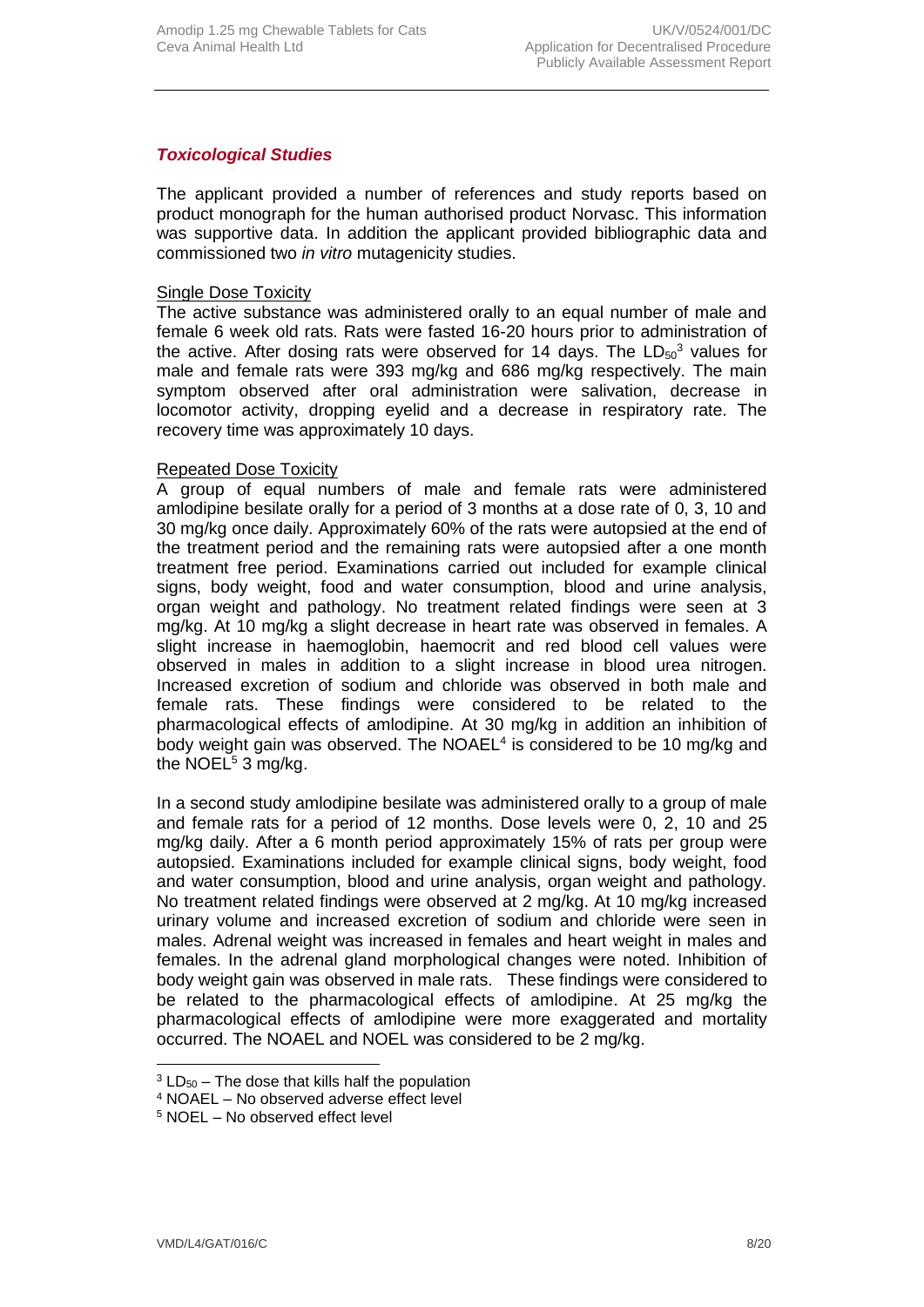### *Toxicological Studies*

The applicant provided a number of references and study reports based on product monograph for the human authorised product Norvasc. This information was supportive data. In addition the applicant provided bibliographic data and commissioned two *in vitro* mutagenicity studies.

Single Dose Toxicity

The active substance was administered orally to an equal number of male and female 6 week old rats. Rats were fasted 16-20 hours prior to administration of the active. After dosing rats were observed for 14 days. The $LD_{50}$[3] values for male and female rats were 393 mg/kg and 686 mg/kg respectively. The main symptom observed after oral administration were salivation, decrease in locomotor activity, dropping eyelid and a decrease in respiratory rate. The recovery time was approximately 10 days.

Repeated Dose Toxicity

A group of equal numbers of male and female rats were administered amlodipine besilate orally for a period of 3 months at a dose rate of 0, 3, 10 and 30 mg/kg once daily. Approximately 60% of the rats were autopsied at the end of the treatment period and the remaining rats were autopsied after a one month treatment free period. Examinations carried out included for example clinical signs, body weight, food and water consumption, blood and urine analysis, organ weight and pathology. No treatment related findings were seen at 3 mg/kg. At 10 mg/kg a slight decrease in heart rate was observed in females. A slight increase in haemoglobin, haemocrit and red blood cell values were observed in males in addition to a slight increase in blood urea nitrogen. Increased excretion of sodium and chloride was observed in both male and female rats. These findings were considered to be related to the pharmacological effects of amlodipine. At 30 mg/kg in addition an inhibition of body weight gain was observed. The NOAEL[4] is considered to be 10 mg/kg and the NOEL[5] 3 mg/kg.

In a second study amlodipine besilate was administered orally to a group of male and female rats for a period of 12 months. Dose levels were 0, 2, 10 and 25 mg/kg daily. After a 6 month period approximately 15% of rats per group were autopsied. Examinations included for example clinical signs, body weight, food and water consumption, blood and urine analysis, organ weight and pathology. No treatment related findings were observed at 2 mg/kg. At 10 mg/kg increased urinary volume and increased excretion of sodium and chloride were seen in males. Adrenal weight was increased in females and heart weight in males and females. In the adrenal gland morphological changes were noted. Inhibition of body weight gain was observed in male rats. These findings were considered to be related to the pharmacological effects of amlodipine. At 25 mg/kg the pharmacological effects of amlodipine were more exaggerated and mortality occurred. The NOAEL and NOEL was considered to be 2 mg/kg.

---

[3] $LD_{50}$ – The dose that kills half the population

[4] NOAEL – No observed adverse effect level

[5] NOEL – No observed effect level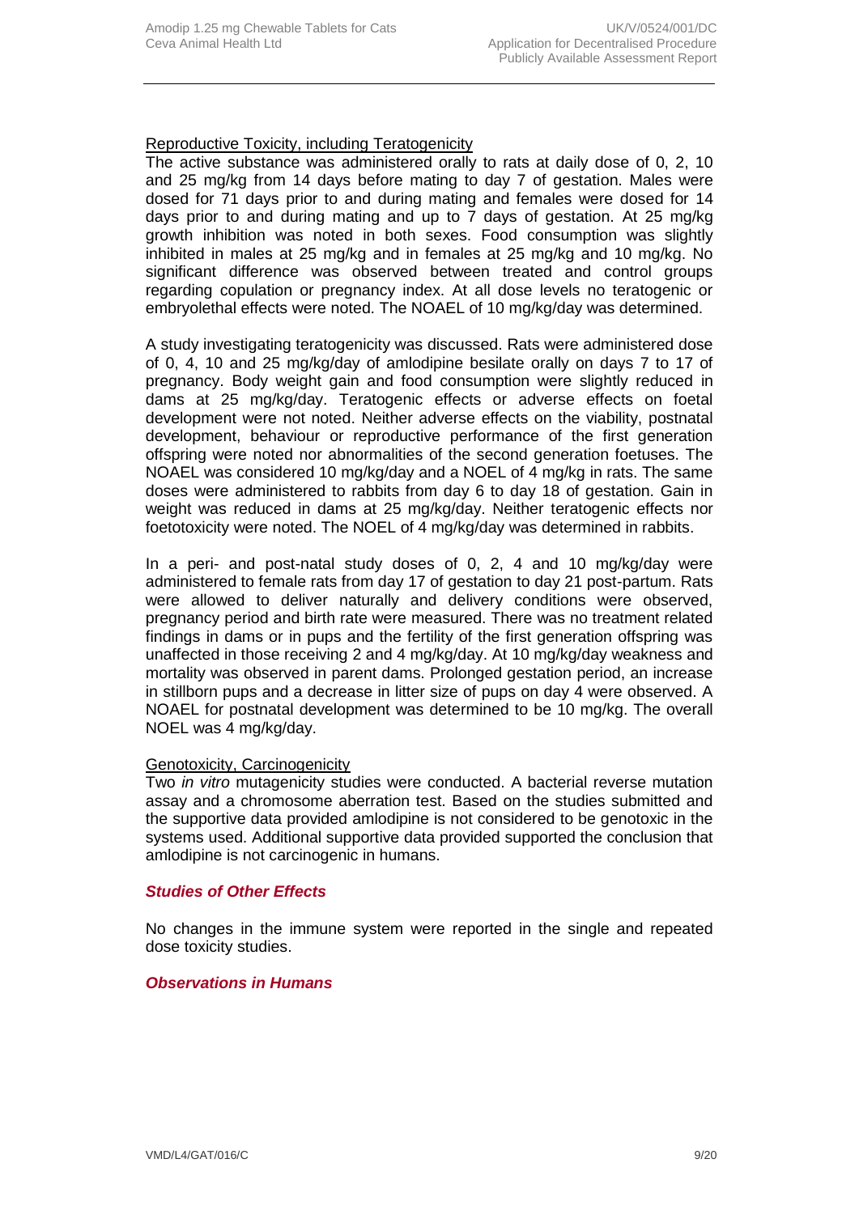Reproductive Toxicity, including Teratogenicity

The active substance was administered orally to rats at daily dose of 0, 2, 10 and 25 mg/kg from 14 days before mating to day 7 of gestation. Males were dosed for 71 days prior to and during mating and females were dosed for 14 days prior to and during mating and up to 7 days of gestation. At 25 mg/kg growth inhibition was noted in both sexes. Food consumption was slightly inhibited in males at 25 mg/kg and in females at 25 mg/kg and 10 mg/kg. No significant difference was observed between treated and control groups regarding copulation or pregnancy index. At all dose levels no teratogenic or embryolethal effects were noted. The NOAEL of 10 mg/kg/day was determined.

A study investigating teratogenicity was discussed. Rats were administered dose of 0, 4, 10 and 25 mg/kg/day of amlodipine besilate orally on days 7 to 17 of pregnancy. Body weight gain and food consumption were slightly reduced in dams at 25 mg/kg/day. Teratogenic effects or adverse effects on foetal development were not noted. Neither adverse effects on the viability, postnatal development, behaviour or reproductive performance of the first generation offspring were noted nor abnormalities of the second generation foetuses. The NOAEL was considered 10 mg/kg/day and a NOEL of 4 mg/kg in rats. The same doses were administered to rabbits from day 6 to day 18 of gestation. Gain in weight was reduced in dams at 25 mg/kg/day. Neither teratogenic effects nor foetotoxicity were noted. The NOEL of 4 mg/kg/day was determined in rabbits.

In a peri- and post-natal study doses of 0, 2, 4 and 10 mg/kg/day were administered to female rats from day 17 of gestation to day 21 post-partum. Rats were allowed to deliver naturally and delivery conditions were observed, pregnancy period and birth rate were measured. There was no treatment related findings in dams or in pups and the fertility of the first generation offspring was unaffected in those receiving 2 and 4 mg/kg/day. At 10 mg/kg/day weakness and mortality was observed in parent dams. Prolonged gestation period, an increase in stillborn pups and a decrease in litter size of pups on day 4 were observed. A NOAEL for postnatal development was determined to be 10 mg/kg. The overall NOEL was 4 mg/kg/day.

Genotoxicity, Carcinogenicity

Two *in vitro* mutagenicity studies were conducted. A bacterial reverse mutation assay and a chromosome aberration test. Based on the studies submitted and the supportive data provided amlodipine is not considered to be genotoxic in the systems used. Additional supportive data provided supported the conclusion that amlodipine is not carcinogenic in humans.

### *Studies of Other Effects*

No changes in the immune system were reported in the single and repeated dose toxicity studies.

### *Observations in Humans*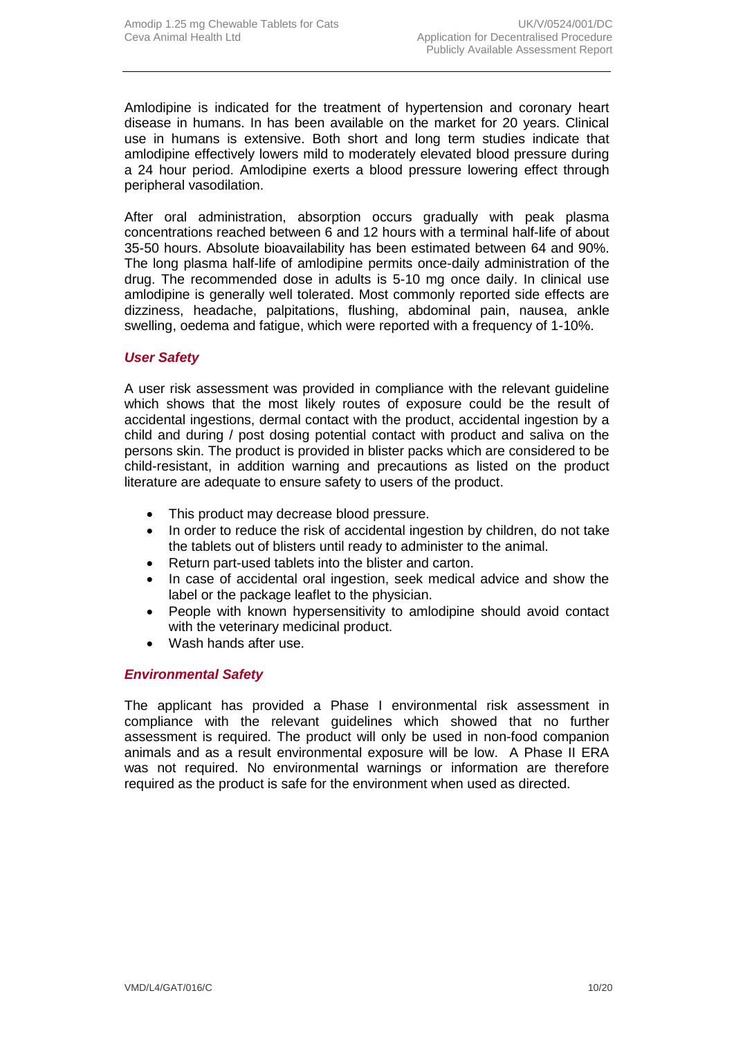Amlodipine is indicated for the treatment of hypertension and coronary heart disease in humans. In has been available on the market for 20 years. Clinical use in humans is extensive. Both short and long term studies indicate that amlodipine effectively lowers mild to moderately elevated blood pressure during a 24 hour period. Amlodipine exerts a blood pressure lowering effect through peripheral vasodilation.

After oral administration, absorption occurs gradually with peak plasma concentrations reached between 6 and 12 hours with a terminal half-life of about 35-50 hours. Absolute bioavailability has been estimated between 64 and 90%. The long plasma half-life of amlodipine permits once-daily administration of the drug. The recommended dose in adults is 5-10 mg once daily. In clinical use amlodipine is generally well tolerated. Most commonly reported side effects are dizziness, headache, palpitations, flushing, abdominal pain, nausea, ankle swelling, oedema and fatigue, which were reported with a frequency of 1-10%.

### *User Safety*

A user risk assessment was provided in compliance with the relevant guideline which shows that the most likely routes of exposure could be the result of accidental ingestions, dermal contact with the product, accidental ingestion by a child and during / post dosing potential contact with product and saliva on the persons skin. The product is provided in blister packs which are considered to be child-resistant, in addition warning and precautions as listed on the product literature are adequate to ensure safety to users of the product.

- This product may decrease blood pressure.
- In order to reduce the risk of accidental ingestion by children, do not take the tablets out of blisters until ready to administer to the animal.
- Return part-used tablets into the blister and carton.
- In case of accidental oral ingestion, seek medical advice and show the label or the package leaflet to the physician.
- People with known hypersensitivity to amlodipine should avoid contact with the veterinary medicinal product.
- Wash hands after use.

### *Environmental Safety*

The applicant has provided a Phase I environmental risk assessment in compliance with the relevant guidelines which showed that no further assessment is required. The product will only be used in non-food companion animals and as a result environmental exposure will be low. A Phase II ERA was not required. No environmental warnings or information are therefore required as the product is safe for the environment when used as directed.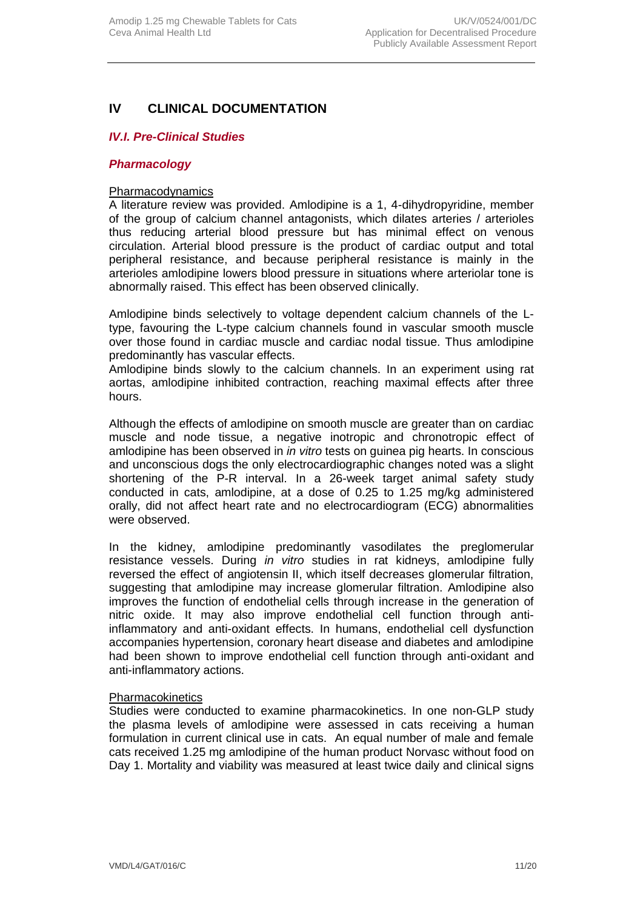# IV CLINICAL DOCUMENTATION

## *IV.I. Pre-Clinical Studies*

### *Pharmacology*

Pharmacodynamics

A literature review was provided. Amlodipine is a 1, 4-dihydropyridine, member of the group of calcium channel antagonists, which dilates arteries / arterioles thus reducing arterial blood pressure but has minimal effect on venous circulation. Arterial blood pressure is the product of cardiac output and total peripheral resistance, and because peripheral resistance is mainly in the arterioles amlodipine lowers blood pressure in situations where arteriolar tone is abnormally raised. This effect has been observed clinically.

Amlodipine binds selectively to voltage dependent calcium channels of the L-type, favouring the L-type calcium channels found in vascular smooth muscle over those found in cardiac muscle and cardiac nodal tissue. Thus amlodipine predominantly has vascular effects.

Amlodipine binds slowly to the calcium channels. In an experiment using rat aortas, amlodipine inhibited contraction, reaching maximal effects after three hours.

Although the effects of amlodipine on smooth muscle are greater than on cardiac muscle and node tissue, a negative inotropic and chronotropic effect of amlodipine has been observed in *in vitro* tests on guinea pig hearts. In conscious and unconscious dogs the only electrocardiographic changes noted was a slight shortening of the P-R interval. In a 26-week target animal safety study conducted in cats, amlodipine, at a dose of 0.25 to 1.25 mg/kg administered orally, did not affect heart rate and no electrocardiogram (ECG) abnormalities were observed.

In the kidney, amlodipine predominantly vasodilates the preglomerular resistance vessels. During *in vitro* studies in rat kidneys, amlodipine fully reversed the effect of angiotensin II, which itself decreases glomerular filtration, suggesting that amlodipine may increase glomerular filtration. Amlodipine also improves the function of endothelial cells through increase in the generation of nitric oxide. It may also improve endothelial cell function through anti-inflammatory and anti-oxidant effects. In humans, endothelial cell dysfunction accompanies hypertension, coronary heart disease and diabetes and amlodipine had been shown to improve endothelial cell function through anti-oxidant and anti-inflammatory actions.

Pharmacokinetics

Studies were conducted to examine pharmacokinetics. In one non-GLP study the plasma levels of amlodipine were assessed in cats receiving a human formulation in current clinical use in cats. An equal number of male and female cats received 1.25 mg amlodipine of the human product Norvasc without food on Day 1. Mortality and viability was measured at least twice daily and clinical signs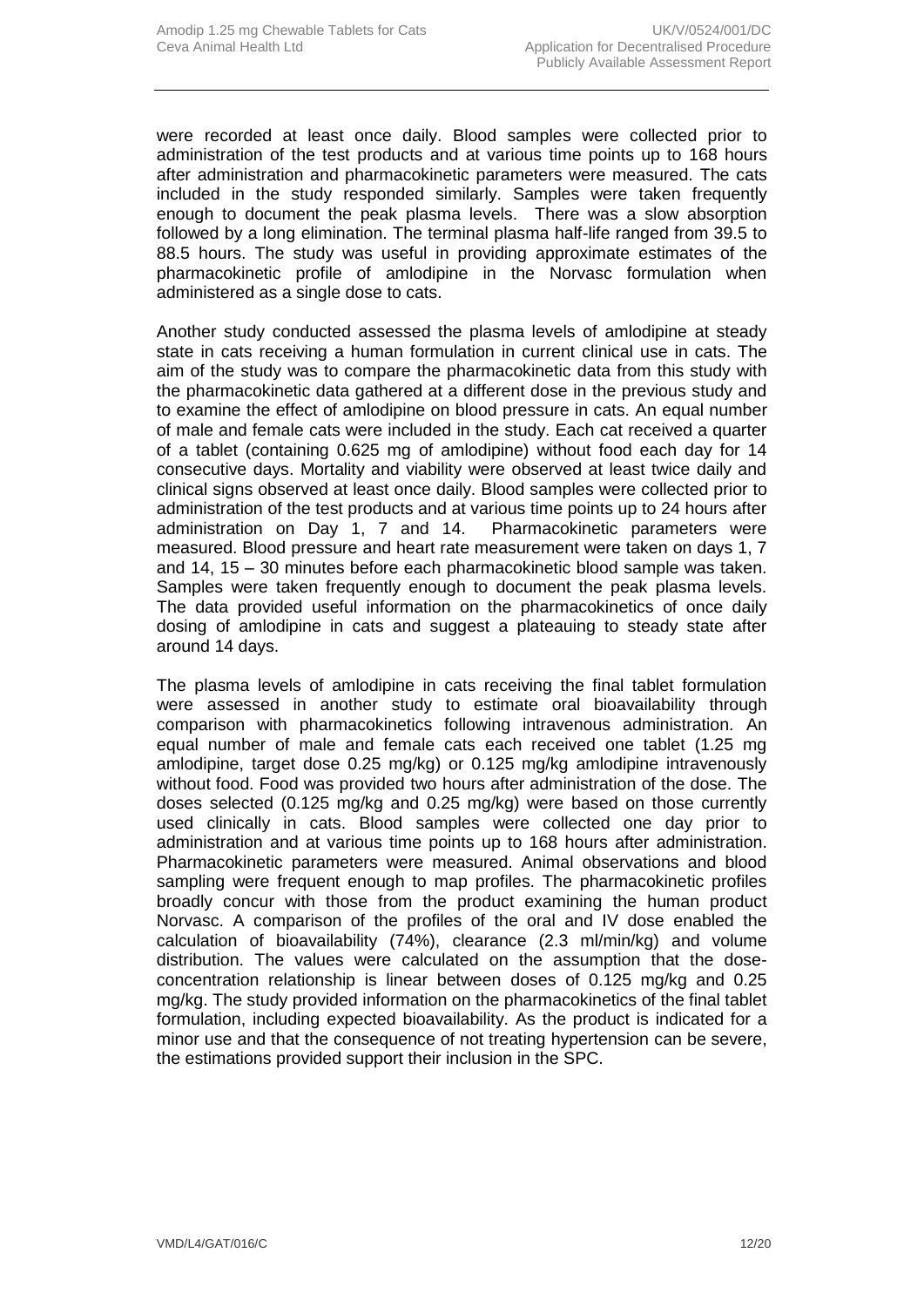were recorded at least once daily. Blood samples were collected prior to administration of the test products and at various time points up to 168 hours after administration and pharmacokinetic parameters were measured. The cats included in the study responded similarly. Samples were taken frequently enough to document the peak plasma levels. There was a slow absorption followed by a long elimination. The terminal plasma half-life ranged from 39.5 to 88.5 hours. The study was useful in providing approximate estimates of the pharmacokinetic profile of amlodipine in the Norvasc formulation when administered as a single dose to cats.

Another study conducted assessed the plasma levels of amlodipine at steady state in cats receiving a human formulation in current clinical use in cats. The aim of the study was to compare the pharmacokinetic data from this study with the pharmacokinetic data gathered at a different dose in the previous study and to examine the effect of amlodipine on blood pressure in cats. An equal number of male and female cats were included in the study. Each cat received a quarter of a tablet (containing 0.625 mg of amlodipine) without food each day for 14 consecutive days. Mortality and viability were observed at least twice daily and clinical signs observed at least once daily. Blood samples were collected prior to administration of the test products and at various time points up to 24 hours after administration on Day 1, 7 and 14. Pharmacokinetic parameters were measured. Blood pressure and heart rate measurement were taken on days 1, 7 and 14, 15 – 30 minutes before each pharmacokinetic blood sample was taken. Samples were taken frequently enough to document the peak plasma levels. The data provided useful information on the pharmacokinetics of once daily dosing of amlodipine in cats and suggest a plateauing to steady state after around 14 days.

The plasma levels of amlodipine in cats receiving the final tablet formulation were assessed in another study to estimate oral bioavailability through comparison with pharmacokinetics following intravenous administration. An equal number of male and female cats each received one tablet (1.25 mg amlodipine, target dose 0.25 mg/kg) or 0.125 mg/kg amlodipine intravenously without food. Food was provided two hours after administration of the dose. The doses selected (0.125 mg/kg and 0.25 mg/kg) were based on those currently used clinically in cats. Blood samples were collected one day prior to administration and at various time points up to 168 hours after administration. Pharmacokinetic parameters were measured. Animal observations and blood sampling were frequent enough to map profiles. The pharmacokinetic profiles broadly concur with those from the product examining the human product Norvasc. A comparison of the profiles of the oral and IV dose enabled the calculation of bioavailability (74%), clearance (2.3 ml/min/kg) and volume distribution. The values were calculated on the assumption that the dose-concentration relationship is linear between doses of 0.125 mg/kg and 0.25 mg/kg. The study provided information on the pharmacokinetics of the final tablet formulation, including expected bioavailability. As the product is indicated for a minor use and that the consequence of not treating hypertension can be severe, the estimations provided support their inclusion in the SPC.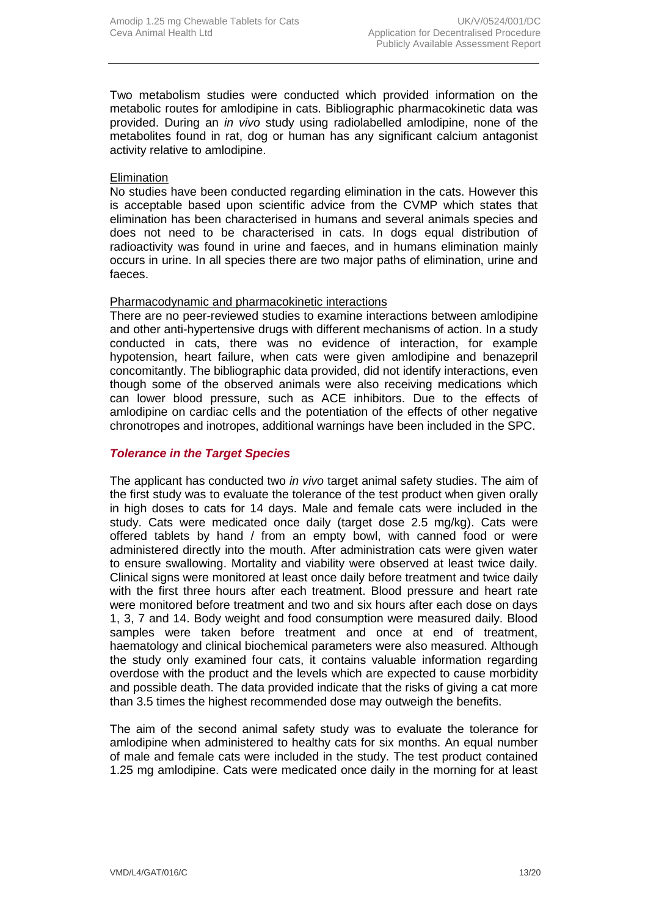Two metabolism studies were conducted which provided information on the metabolic routes for amlodipine in cats. Bibliographic pharmacokinetic data was provided. During an *in vivo* study using radiolabelled amlodipine, none of the metabolites found in rat, dog or human has any significant calcium antagonist activity relative to amlodipine.

Elimination

No studies have been conducted regarding elimination in the cats. However this is acceptable based upon scientific advice from the CVMP which states that elimination has been characterised in humans and several animals species and does not need to be characterised in cats. In dogs equal distribution of radioactivity was found in urine and faeces, and in humans elimination mainly occurs in urine. In all species there are two major paths of elimination, urine and faeces.

Pharmacodynamic and pharmacokinetic interactions

There are no peer-reviewed studies to examine interactions between amlodipine and other anti-hypertensive drugs with different mechanisms of action. In a study conducted in cats, there was no evidence of interaction, for example hypotension, heart failure, when cats were given amlodipine and benazepril concomitantly. The bibliographic data provided, did not identify interactions, even though some of the observed animals were also receiving medications which can lower blood pressure, such as ACE inhibitors. Due to the effects of amlodipine on cardiac cells and the potentiation of the effects of other negative chronotropes and inotropes, additional warnings have been included in the SPC.

### *Tolerance in the Target Species*

The applicant has conducted two *in vivo* target animal safety studies. The aim of the first study was to evaluate the tolerance of the test product when given orally in high doses to cats for 14 days. Male and female cats were included in the study. Cats were medicated once daily (target dose 2.5 mg/kg). Cats were offered tablets by hand / from an empty bowl, with canned food or were administered directly into the mouth. After administration cats were given water to ensure swallowing. Mortality and viability were observed at least twice daily. Clinical signs were monitored at least once daily before treatment and twice daily with the first three hours after each treatment. Blood pressure and heart rate were monitored before treatment and two and six hours after each dose on days 1, 3, 7 and 14. Body weight and food consumption were measured daily. Blood samples were taken before treatment and once at end of treatment, haematology and clinical biochemical parameters were also measured. Although the study only examined four cats, it contains valuable information regarding overdose with the product and the levels which are expected to cause morbidity and possible death. The data provided indicate that the risks of giving a cat more than 3.5 times the highest recommended dose may outweigh the benefits.

The aim of the second animal safety study was to evaluate the tolerance for amlodipine when administered to healthy cats for six months. An equal number of male and female cats were included in the study. The test product contained 1.25 mg amlodipine. Cats were medicated once daily in the morning for at least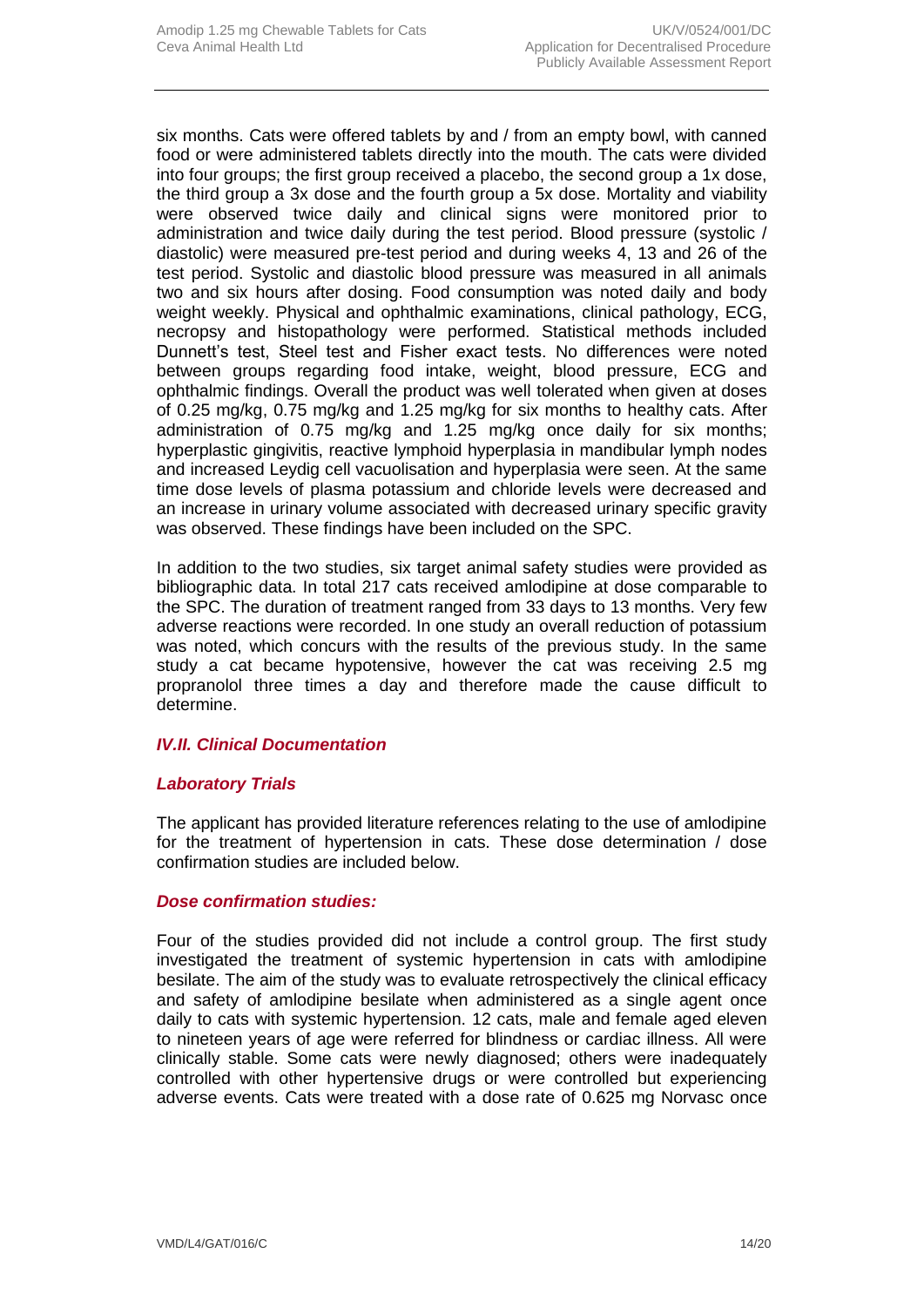six months. Cats were offered tablets by and / from an empty bowl, with canned food or were administered tablets directly into the mouth. The cats were divided into four groups; the first group received a placebo, the second group a 1x dose, the third group a 3x dose and the fourth group a 5x dose. Mortality and viability were observed twice daily and clinical signs were monitored prior to administration and twice daily during the test period. Blood pressure (systolic / diastolic) were measured pre-test period and during weeks 4, 13 and 26 of the test period. Systolic and diastolic blood pressure was measured in all animals two and six hours after dosing. Food consumption was noted daily and body weight weekly. Physical and ophthalmic examinations, clinical pathology, ECG, necropsy and histopathology were performed. Statistical methods included Dunnett's test, Steel test and Fisher exact tests. No differences were noted between groups regarding food intake, weight, blood pressure, ECG and ophthalmic findings. Overall the product was well tolerated when given at doses of 0.25 mg/kg, 0.75 mg/kg and 1.25 mg/kg for six months to healthy cats. After administration of 0.75 mg/kg and 1.25 mg/kg once daily for six months; hyperplastic gingivitis, reactive lymphoid hyperplasia in mandibular lymph nodes and increased Leydig cell vacuolisation and hyperplasia were seen. At the same time dose levels of plasma potassium and chloride levels were decreased and an increase in urinary volume associated with decreased urinary specific gravity was observed. These findings have been included on the SPC.

In addition to the two studies, six target animal safety studies were provided as bibliographic data. In total 217 cats received amlodipine at dose comparable to the SPC. The duration of treatment ranged from 33 days to 13 months. Very few adverse reactions were recorded. In one study an overall reduction of potassium was noted, which concurs with the results of the previous study. In the same study a cat became hypotensive, however the cat was receiving 2.5 mg propranolol three times a day and therefore made the cause difficult to determine.

### *IV.II. Clinical Documentation*

#### *Laboratory Trials*

The applicant has provided literature references relating to the use of amlodipine for the treatment of hypertension in cats. These dose determination / dose confirmation studies are included below.

#### *Dose confirmation studies:*

Four of the studies provided did not include a control group. The first study investigated the treatment of systemic hypertension in cats with amlodipine besilate. The aim of the study was to evaluate retrospectively the clinical efficacy and safety of amlodipine besilate when administered as a single agent once daily to cats with systemic hypertension. 12 cats, male and female aged eleven to nineteen years of age were referred for blindness or cardiac illness. All were clinically stable. Some cats were newly diagnosed; others were inadequately controlled with other hypertensive drugs or were controlled but experiencing adverse events. Cats were treated with a dose rate of 0.625 mg Norvasc once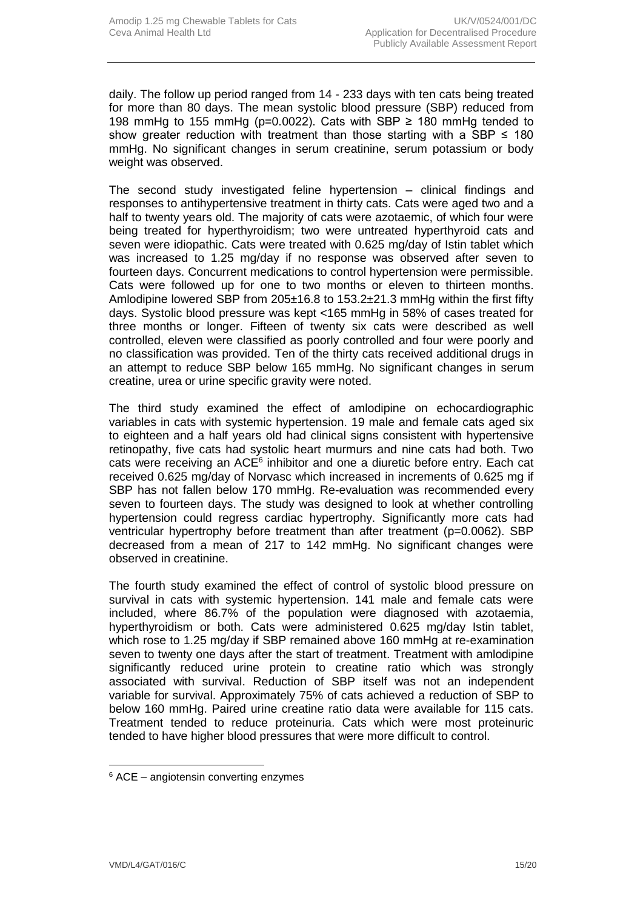daily. The follow up period ranged from 14 - 233 days with ten cats being treated for more than 80 days. The mean systolic blood pressure (SBP) reduced from 198 mmHg to 155 mmHg ($p=0.0022$). Cats with SBP ≥ 180 mmHg tended to show greater reduction with treatment than those starting with a SBP ≤ 180 mmHg. No significant changes in serum creatinine, serum potassium or body weight was observed.

The second study investigated feline hypertension – clinical findings and responses to antihypertensive treatment in thirty cats. Cats were aged two and a half to twenty years old. The majority of cats were azotaemic, of which four were being treated for hyperthyroidism; two were untreated hyperthyroid cats and seven were idiopathic. Cats were treated with 0.625 mg/day of Istin tablet which was increased to 1.25 mg/day if no response was observed after seven to fourteen days. Concurrent medications to control hypertension were permissible. Cats were followed up for one to two months or eleven to thirteen months. Amlodipine lowered SBP from 205±16.8 to 153.2±21.3 mmHg within the first fifty days. Systolic blood pressure was kept <165 mmHg in 58% of cases treated for three months or longer. Fifteen of twenty six cats were described as well controlled, eleven were classified as poorly controlled and four were poorly and no classification was provided. Ten of the thirty cats received additional drugs in an attempt to reduce SBP below 165 mmHg. No significant changes in serum creatine, urea or urine specific gravity were noted.

The third study examined the effect of amlodipine on echocardiographic variables in cats with systemic hypertension. 19 male and female cats aged six to eighteen and a half years old had clinical signs consistent with hypertensive retinopathy, five cats had systolic heart murmurs and nine cats had both. Two cats were receiving an ACE[6] inhibitor and one a diuretic before entry. Each cat received 0.625 mg/day of Norvasc which increased in increments of 0.625 mg if SBP has not fallen below 170 mmHg. Re-evaluation was recommended every seven to fourteen days. The study was designed to look at whether controlling hypertension could regress cardiac hypertrophy. Significantly more cats had ventricular hypertrophy before treatment than after treatment ($p=0.0062$). SBP decreased from a mean of 217 to 142 mmHg. No significant changes were observed in creatinine.

The fourth study examined the effect of control of systolic blood pressure on survival in cats with systemic hypertension. 141 male and female cats were included, where 86.7% of the population were diagnosed with azotaemia, hyperthyroidism or both. Cats were administered 0.625 mg/day Istin tablet, which rose to 1.25 mg/day if SBP remained above 160 mmHg at re-examination seven to twenty one days after the start of treatment. Treatment with amlodipine significantly reduced urine protein to creatine ratio which was strongly associated with survival. Reduction of SBP itself was not an independent variable for survival. Approximately 75% of cats achieved a reduction of SBP to below 160 mmHg. Paired urine creatine ratio data were available for 115 cats. Treatment tended to reduce proteinuria. Cats which were most proteinuric tended to have higher blood pressures that were more difficult to control.

[6] ACE – angiotensin converting enzymes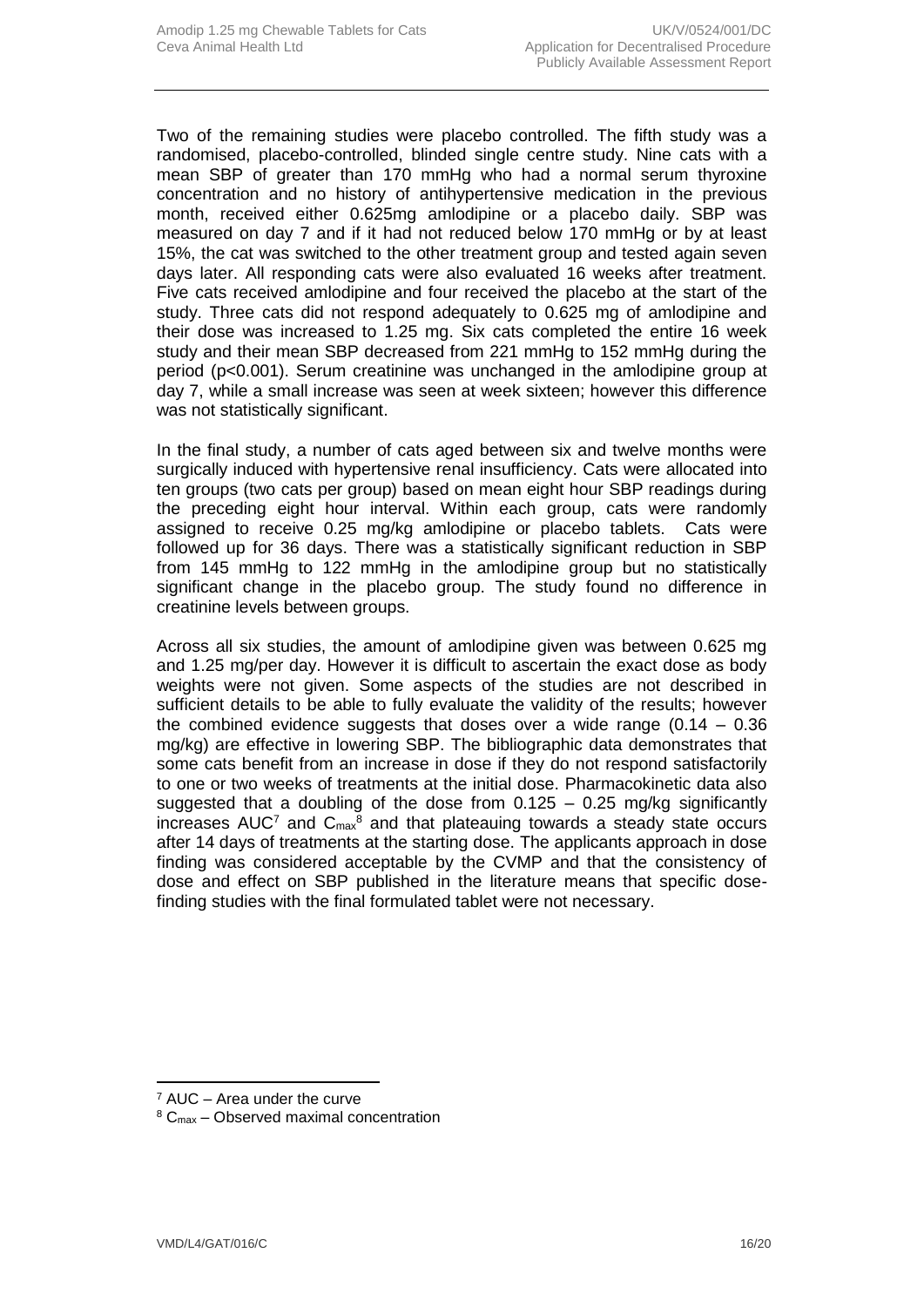Two of the remaining studies were placebo controlled. The fifth study was a randomised, placebo-controlled, blinded single centre study. Nine cats with a mean SBP of greater than 170 mmHg who had a normal serum thyroxine concentration and no history of antihypertensive medication in the previous month, received either 0.625mg amlodipine or a placebo daily. SBP was measured on day 7 and if it had not reduced below 170 mmHg or by at least 15%, the cat was switched to the other treatment group and tested again seven days later. All responding cats were also evaluated 16 weeks after treatment. Five cats received amlodipine and four received the placebo at the start of the study. Three cats did not respond adequately to 0.625 mg of amlodipine and their dose was increased to 1.25 mg. Six cats completed the entire 16 week study and their mean SBP decreased from 221 mmHg to 152 mmHg during the period ($p<0.001$). Serum creatinine was unchanged in the amlodipine group at day 7, while a small increase was seen at week sixteen; however this difference was not statistically significant.

In the final study, a number of cats aged between six and twelve months were surgically induced with hypertensive renal insufficiency. Cats were allocated into ten groups (two cats per group) based on mean eight hour SBP readings during the preceding eight hour interval. Within each group, cats were randomly assigned to receive 0.25 mg/kg amlodipine or placebo tablets. Cats were followed up for 36 days. There was a statistically significant reduction in SBP from 145 mmHg to 122 mmHg in the amlodipine group but no statistically significant change in the placebo group. The study found no difference in creatinine levels between groups.

Across all six studies, the amount of amlodipine given was between 0.625 mg and 1.25 mg/per day. However it is difficult to ascertain the exact dose as body weights were not given. Some aspects of the studies are not described in sufficient details to be able to fully evaluate the validity of the results; however the combined evidence suggests that doses over a wide range (0.14 – 0.36 mg/kg) are effective in lowering SBP. The bibliographic data demonstrates that some cats benefit from an increase in dose if they do not respond satisfactorily to one or two weeks of treatments at the initial dose. Pharmacokinetic data also suggested that a doubling of the dose from 0.125 – 0.25 mg/kg significantly increases AUC[7] and $C_{max}$[8] and that plateauing towards a steady state occurs after 14 days of treatments at the starting dose. The applicants approach in dose finding was considered acceptable by the CVMP and that the consistency of dose and effect on SBP published in the literature means that specific dose-finding studies with the final formulated tablet were not necessary.

---

[7] AUC – Area under the curve

[8] $C_{max}$ – Observed maximal concentration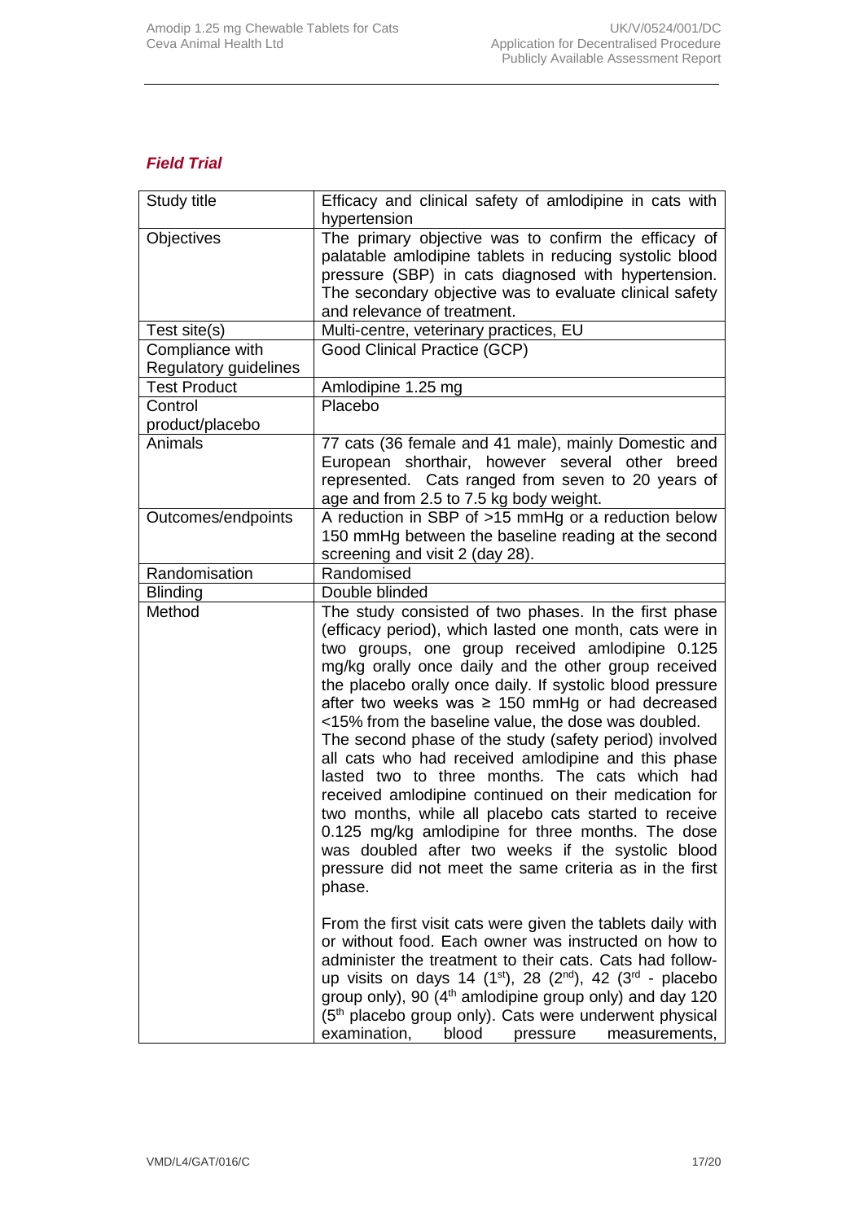### *Field Trial*

| Study title | Efficacy and clinical safety of amlodipine in cats with hypertension |
|---|---|
| Objectives | The primary objective was to confirm the efficacy of palatable amlodipine tablets in reducing systolic blood pressure (SBP) in cats diagnosed with hypertension. The secondary objective was to evaluate clinical safety and relevance of treatment. |
| Test site(s) | Multi-centre, veterinary practices, EU |
| Compliance with Regulatory guidelines | Good Clinical Practice (GCP) |
| Test Product | Amlodipine 1.25 mg |
| Control product/placebo | Placebo |
| Animals | 77 cats (36 female and 41 male), mainly Domestic and European shorthair, however several other breed represented. Cats ranged from seven to 20 years of age and from 2.5 to 7.5 kg body weight. |
| Outcomes/endpoints | A reduction in SBP of >15 mmHg or a reduction below 150 mmHg between the baseline reading at the second screening and visit 2 (day 28). |
| Randomisation | Randomised |
| Blinding | Double blinded |
| Method | The study consisted of two phases. In the first phase (efficacy period), which lasted one month, cats were in two groups, one group received amlodipine 0.125 mg/kg orally once daily and the other group received the placebo orally once daily. If systolic blood pressure after two weeks was ≥ 150 mmHg or had decreased <15% from the baseline value, the dose was doubled. The second phase of the study (safety period) involved all cats who had received amlodipine and this phase lasted two to three months. The cats which had received amlodipine continued on their medication for two months, while all placebo cats started to receive 0.125 mg/kg amlodipine for three months. The dose was doubled after two weeks if the systolic blood pressure did not meet the same criteria as in the first phase.<br><br>From the first visit cats were given the tablets daily with or without food. Each owner was instructed on how to administer the treatment to their cats. Cats had follow-up visits on days 14 (1st), 28 (2nd), 42 (3rd - placebo group only), 90 (4th amlodipine group only) and day 120 (5th placebo group only). Cats were underwent physical examination, blood pressure measurements, |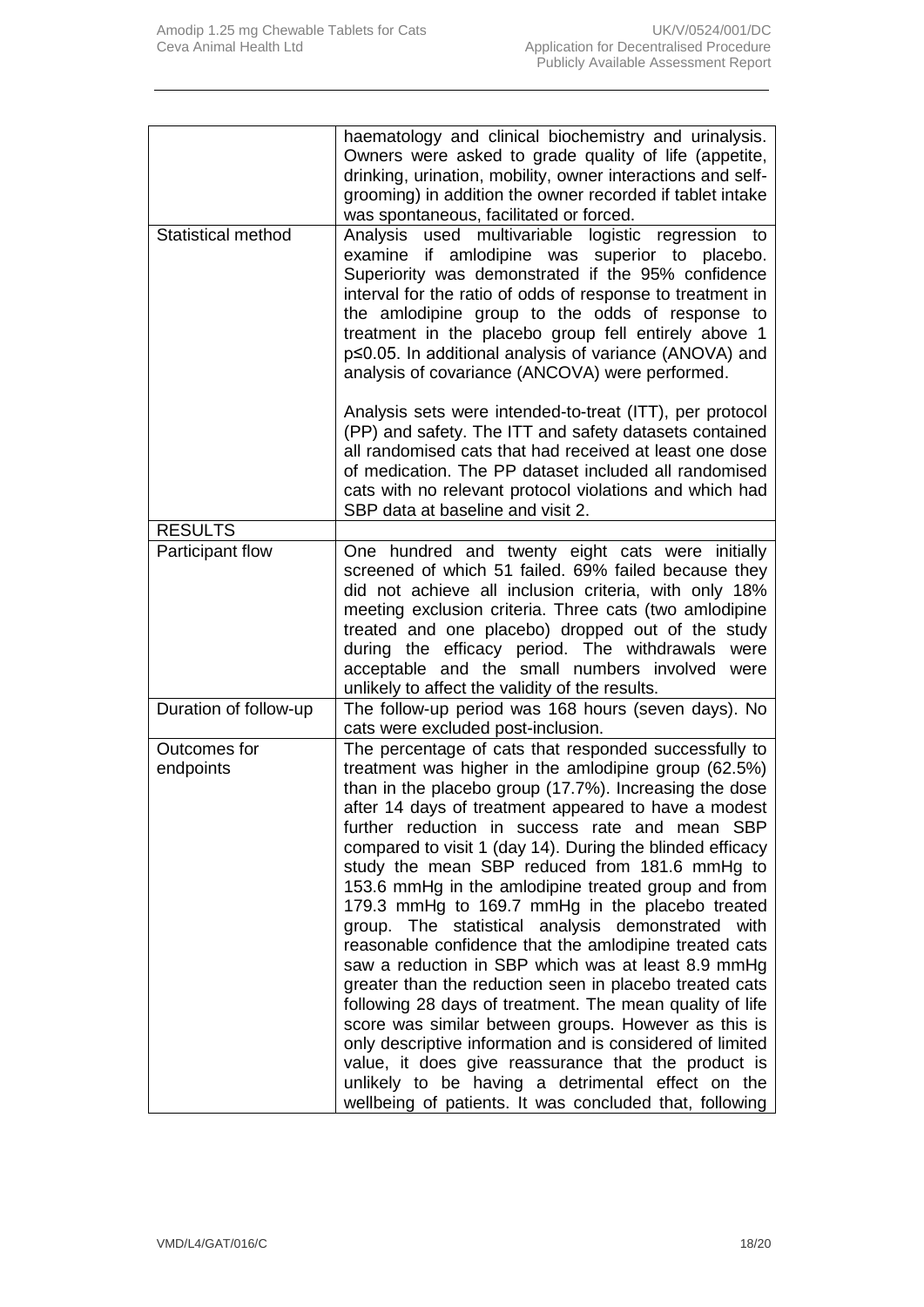| | |
|---|---|
| | haematology and clinical biochemistry and urinalysis. Owners were asked to grade quality of life (appetite, drinking, urination, mobility, owner interactions and self-grooming) in addition the owner recorded if tablet intake was spontaneous, facilitated or forced. |
| Statistical method | Analysis used multivariable logistic regression to examine if amlodipine was superior to placebo. Superiority was demonstrated if the 95% confidence interval for the ratio of odds of response to treatment in the amlodipine group to the odds of response to treatment in the placebo group fell entirely above 1 $p \leq 0.05$. In additional analysis of variance (ANOVA) and analysis of covariance (ANCOVA) were performed.<br><br>Analysis sets were intended-to-treat (ITT), per protocol (PP) and safety. The ITT and safety datasets contained all randomised cats that had received at least one dose of medication. The PP dataset included all randomised cats with no relevant protocol violations and which had SBP data at baseline and visit 2. |
| RESULTS | |
| Participant flow | One hundred and twenty eight cats were initially screened of which 51 failed. 69% failed because they did not achieve all inclusion criteria, with only 18% meeting exclusion criteria. Three cats (two amlodipine treated and one placebo) dropped out of the study during the efficacy period. The withdrawals were acceptable and the small numbers involved were unlikely to affect the validity of the results. |
| Duration of follow-up | The follow-up period was 168 hours (seven days). No cats were excluded post-inclusion. |
| Outcomes for endpoints | The percentage of cats that responded successfully to treatment was higher in the amlodipine group (62.5%) than in the placebo group (17.7%). Increasing the dose after 14 days of treatment appeared to have a modest further reduction in success rate and mean SBP compared to visit 1 (day 14). During the blinded efficacy study the mean SBP reduced from 181.6 mmHg to 153.6 mmHg in the amlodipine treated group and from 179.3 mmHg to 169.7 mmHg in the placebo treated group. The statistical analysis demonstrated with reasonable confidence that the amlodipine treated cats saw a reduction in SBP which was at least 8.9 mmHg greater than the reduction seen in placebo treated cats following 28 days of treatment. The mean quality of life score was similar between groups. However as this is only descriptive information and is considered of limited value, it does give reassurance that the product is unlikely to be having a detrimental effect on the wellbeing of patients. It was concluded that, following |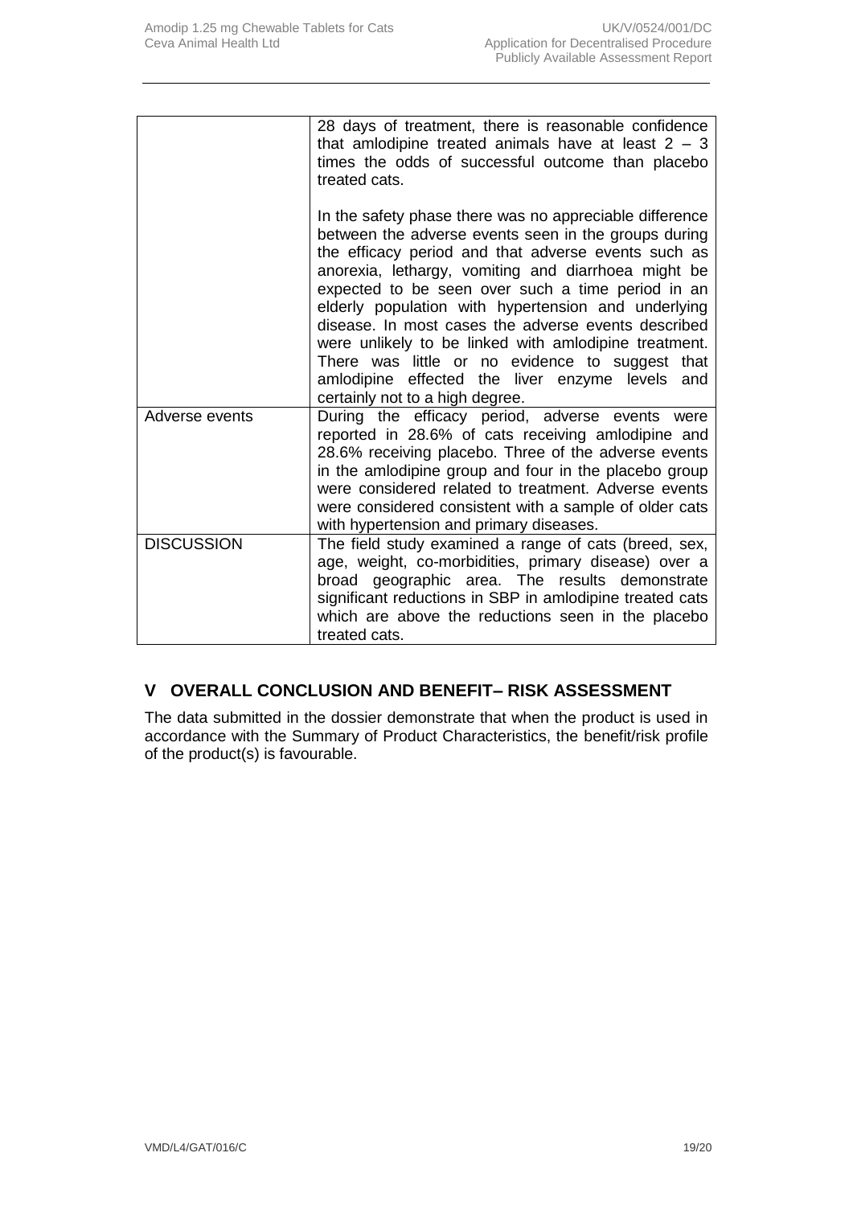| | |
|---|---|
| | 28 days of treatment, there is reasonable confidence that amlodipine treated animals have at least 2 – 3 times the odds of successful outcome than placebo treated cats.<br><br>In the safety phase there was no appreciable difference between the adverse events seen in the groups during the efficacy period and that adverse events such as anorexia, lethargy, vomiting and diarrhoea might be expected to be seen over such a time period in an elderly population with hypertension and underlying disease. In most cases the adverse events described were unlikely to be linked with amlodipine treatment. There was little or no evidence to suggest that amlodipine effected the liver enzyme levels and certainly not to a high degree. |
| Adverse events | During the efficacy period, adverse events were reported in 28.6% of cats receiving amlodipine and 28.6% receiving placebo. Three of the adverse events in the amlodipine group and four in the placebo group were considered related to treatment. Adverse events were considered consistent with a sample of older cats with hypertension and primary diseases. |
| DISCUSSION | The field study examined a range of cats (breed, sex, age, weight, co-morbidities, primary disease) over a broad geographic area. The results demonstrate significant reductions in SBP in amlodipine treated cats which are above the reductions seen in the placebo treated cats. |

## V OVERALL CONCLUSION AND BENEFIT– RISK ASSESSMENT

The data submitted in the dossier demonstrate that when the product is used in accordance with the Summary of Product Characteristics, the benefit/risk profile of the product(s) is favourable.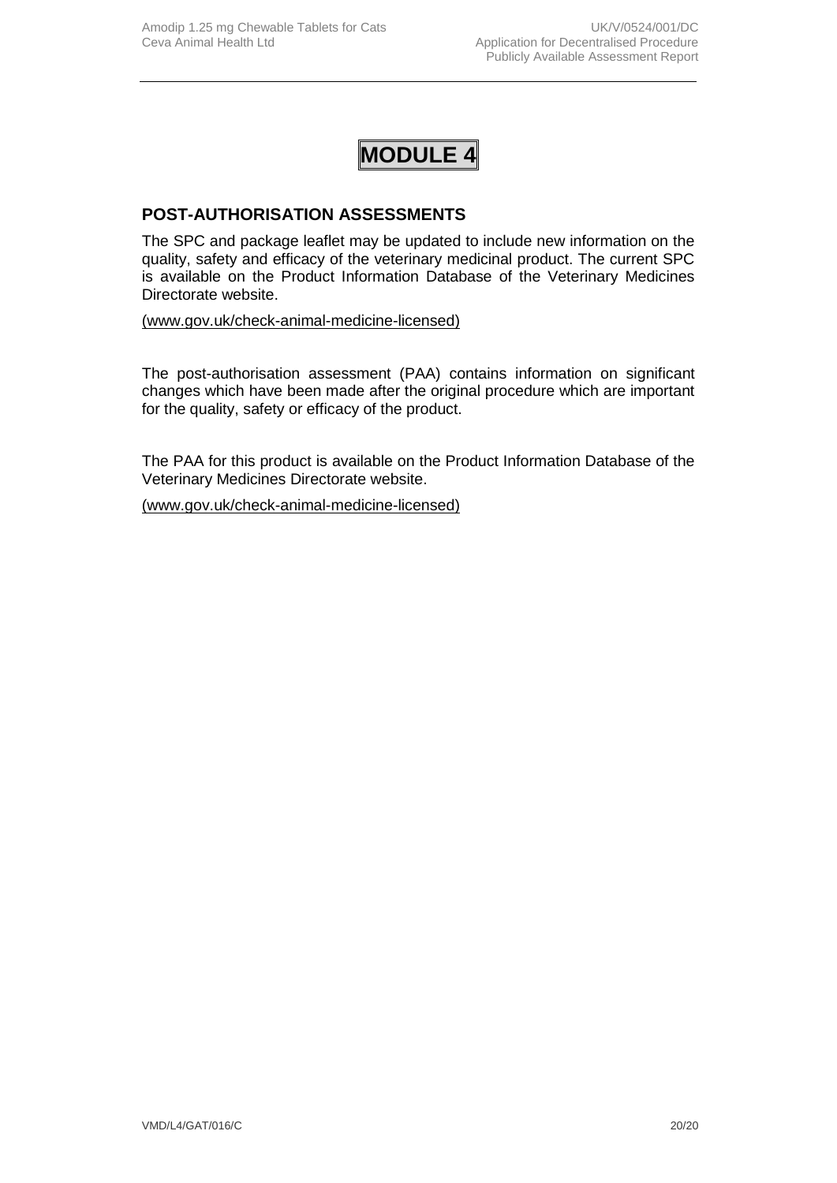# MODULE 4

## POST-AUTHORISATION ASSESSMENTS

The SPC and package leaflet may be updated to include new information on the quality, safety and efficacy of the veterinary medicinal product. The current SPC is available on the Product Information Database of the Veterinary Medicines Directorate website.

(www.gov.uk/check-animal-medicine-licensed)

The post-authorisation assessment (PAA) contains information on significant changes which have been made after the original procedure which are important for the quality, safety or efficacy of the product.

The PAA for this product is available on the Product Information Database of the Veterinary Medicines Directorate website.

(www.gov.uk/check-animal-medicine-licensed)